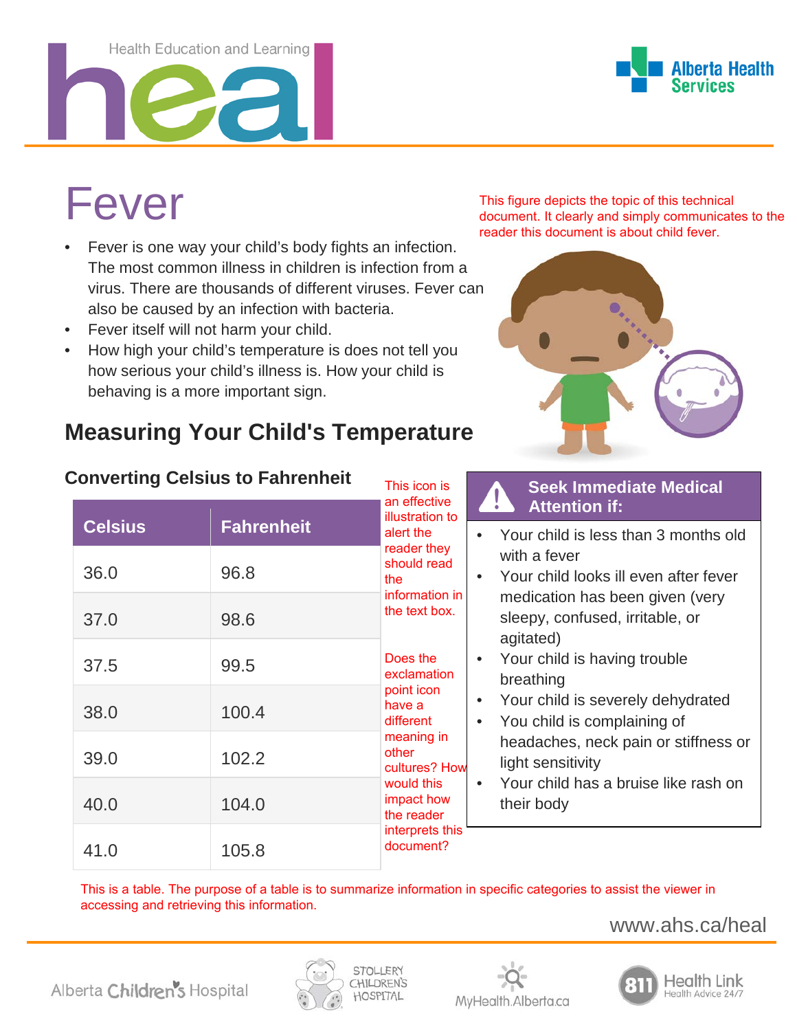Health Education and Learning

# heal

Alberta Health Services

# Fever

This figure depicts the topic of this technical document. It clearly and simply communicates to the reader this document is about child fever.

- Fever is one way your child's body fights an infection. The most common illness in children is infection from a virus. There are thousands of different viruses. Fever can also be caused by an infection with bacteria.
- Fever itself will not harm your child.
- How high your child's temperature is does not tell you how serious your child's illness is. How your child is behaving is a more important sign.

## Measuring Your Child's Temperature

### Converting Celsius to Fahrenheit

| Celsius | Fahrenheit |
|---|---|
| 36.0 | 96.8 |
| 37.0 | 98.6 |
| 37.5 | 99.5 |
| 38.0 | 100.4 |
| 39.0 | 102.2 |
| 40.0 | 104.0 |
| 41.0 | 105.8 |

This is a table. The purpose of a table is to summarize information in specific categories to assist the viewer in accessing and retrieving this information.

This icon is an effective illustration to alert the reader they should read the information in the text box.

Does the exclamation point icon have a different meaning in other cultures? How would this impact how the reader interprets this document?

**Seek Immediate Medical Attention if:**

- Your child is less than 3 months old with a fever
- Your child looks ill even after fever medication has been given (very sleepy, confused, irritable, or agitated)
- Your child is having trouble breathing
- Your child is severely dehydrated
- You child is complaining of headaches, neck pain or stiffness or light sensitivity
- Your child has a bruise like rash on their body

www.ahs.ca/heal

Alberta Children's Hospital | Stollery Children's Hospital | MyHealth.Alberta.ca | 811 Health Link Health Advice 24/7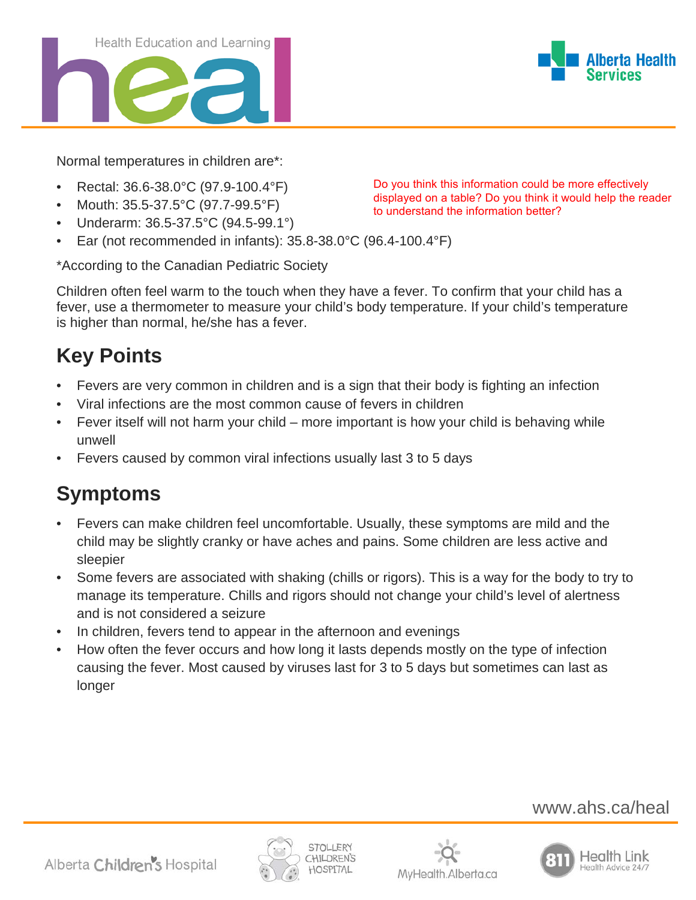Normal temperatures in children are*:

- Rectal: 36.6-38.0°C (97.9-100.4°F)
- Mouth: 35.5-37.5°C (97.7-99.5°F)
- Underarm: 36.5-37.5°C (94.5-99.1°)
- Ear (not recommended in infants): 35.8-38.0°C (96.4-100.4°F)

Do you think this information could be more effectively displayed on a table? Do you think it would help the reader to understand the information better?

*According to the Canadian Pediatric Society

Children often feel warm to the touch when they have a fever. To confirm that your child has a fever, use a thermometer to measure your child's body temperature. If your child's temperature is higher than normal, he/she has a fever.

## Key Points

- Fevers are very common in children and is a sign that their body is fighting an infection
- Viral infections are the most common cause of fevers in children
- Fever itself will not harm your child – more important is how your child is behaving while unwell
- Fevers caused by common viral infections usually last 3 to 5 days

## Symptoms

- Fevers can make children feel uncomfortable. Usually, these symptoms are mild and the child may be slightly cranky or have aches and pains. Some children are less active and sleepier
- Some fevers are associated with shaking (chills or rigors). This is a way for the body to try to manage its temperature. Chills and rigors should not change your child's level of alertness and is not considered a seizure
- In children, fevers tend to appear in the afternoon and evenings
- How often the fever occurs and how long it lasts depends mostly on the type of infection causing the fever. Most caused by viruses last for 3 to 5 days but sometimes can last as longer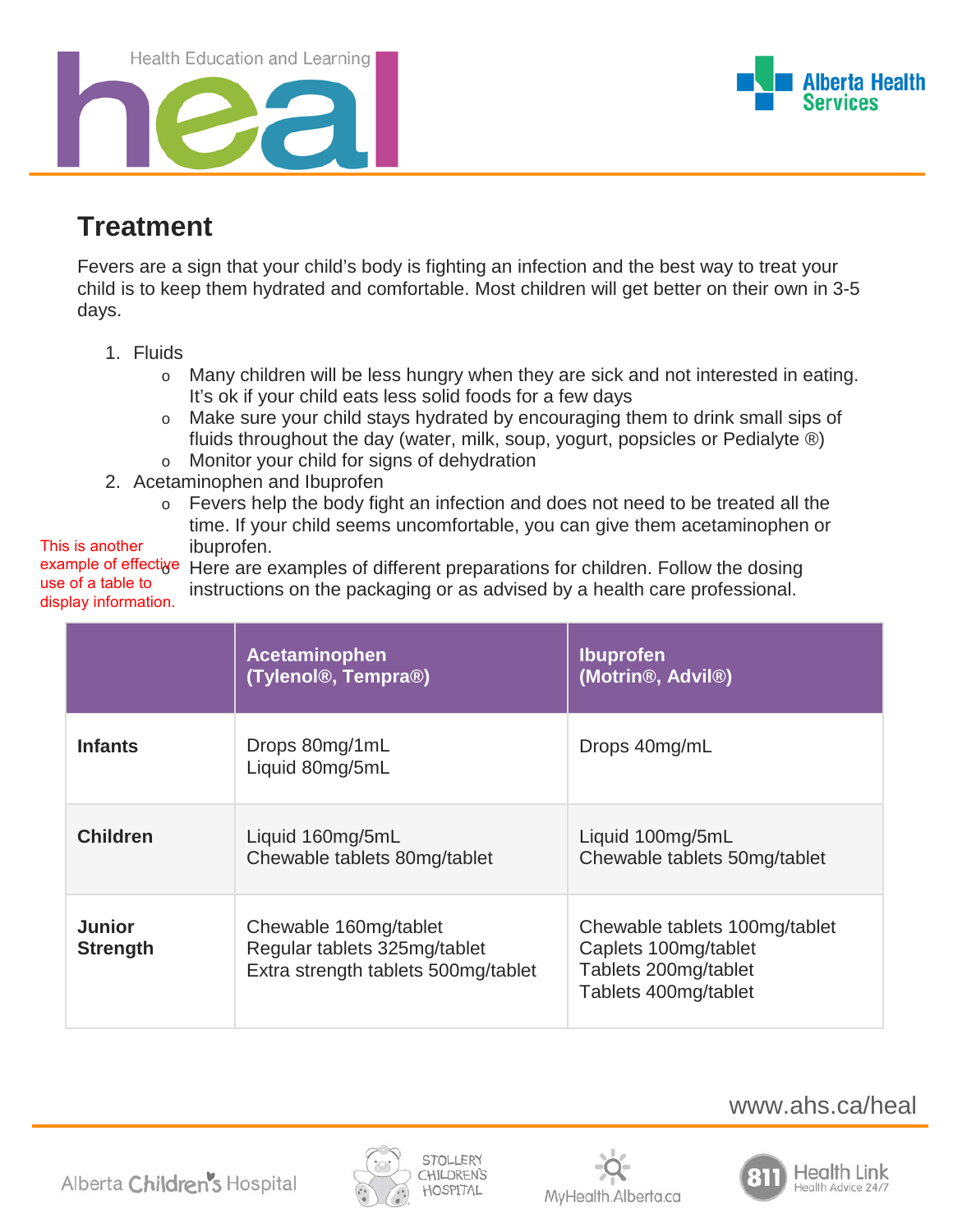## Treatment

Fevers are a sign that your child's body is fighting an infection and the best way to treat your child is to keep them hydrated and comfortable. Most children will get better on their own in 3-5 days.

1. Fluids
    - Many children will be less hungry when they are sick and not interested in eating. It's ok if your child eats less solid foods for a few days
    - Make sure your child stays hydrated by encouraging them to drink small sips of fluids throughout the day (water, milk, soup, yogurt, popsicles or Pedialyte ®)
    - Monitor your child for signs of dehydration
2. Acetaminophen and Ibuprofen
    - Fevers help the body fight an infection and does not need to be treated all the time. If your child seems uncomfortable, you can give them acetaminophen or ibuprofen.
    - Here are examples of different preparations for children. Follow the dosing instructions on the packaging or as advised by a health care professional.

This is another example of effective use of a table to display information.

| | Acetaminophen (Tylenol®, Tempra®) | Ibuprofen (Motrin®, Advil®) |
|---|---|---|
| **Infants** | Drops 80mg/1mL<br>Liquid 80mg/5mL | Drops 40mg/mL |
| **Children** | Liquid 160mg/5mL<br>Chewable tablets 80mg/tablet | Liquid 100mg/5mL<br>Chewable tablets 50mg/tablet |
| **Junior Strength** | Chewable 160mg/tablet<br>Regular tablets 325mg/tablet<br>Extra strength tablets 500mg/tablet | Chewable tablets 100mg/tablet<br>Caplets 100mg/tablet<br>Tablets 200mg/tablet<br>Tablets 400mg/tablet |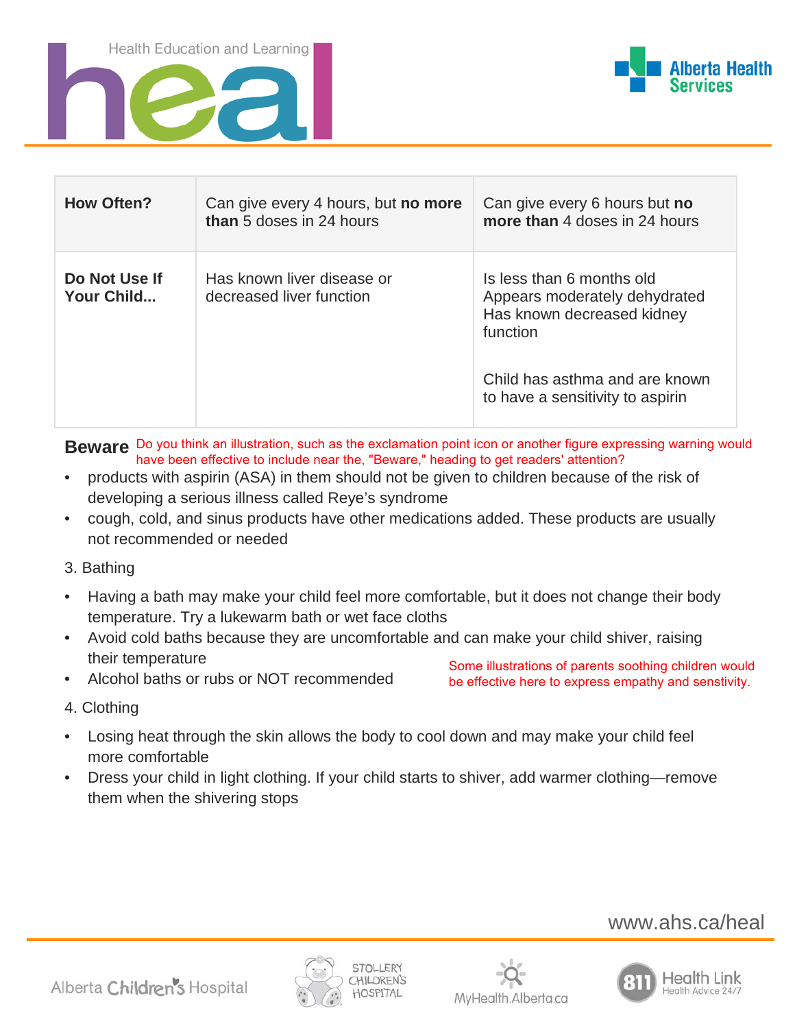| How Often? | Can give every 4 hours, but **no more than** 5 doses in 24 hours | Can give every 6 hours but **no more than** 4 doses in 24 hours |
|---|---|---|
| **Do Not Use If Your Child...** | Has known liver disease or decreased liver function | Is less than 6 months old<br>Appears moderately dehydrated<br>Has known decreased kidney function<br><br>Child has asthma and are known to have a sensitivity to aspirin |

**Beware** Do you think an illustration, such as the exclamation point icon or another figure expressing warning would have been effective to include near the, "Beware," heading to get readers' attention?

- products with aspirin (ASA) in them should not be given to children because of the risk of developing a serious illness called Reye's syndrome
- cough, cold, and sinus products have other medications added. These products are usually not recommended or needed

3. Bathing

- Having a bath may make your child feel more comfortable, but it does not change their body temperature. Try a lukewarm bath or wet face cloths
- Avoid cold baths because they are uncomfortable and can make your child shiver, raising their temperature
- Alcohol baths or rubs or NOT recommended

Some illustrations of parents soothing children would be effective here to express empathy and senstivity.

4. Clothing

- Losing heat through the skin allows the body to cool down and may make your child feel more comfortable
- Dress your child in light clothing. If your child starts to shiver, add warmer clothing—remove them when the shivering stops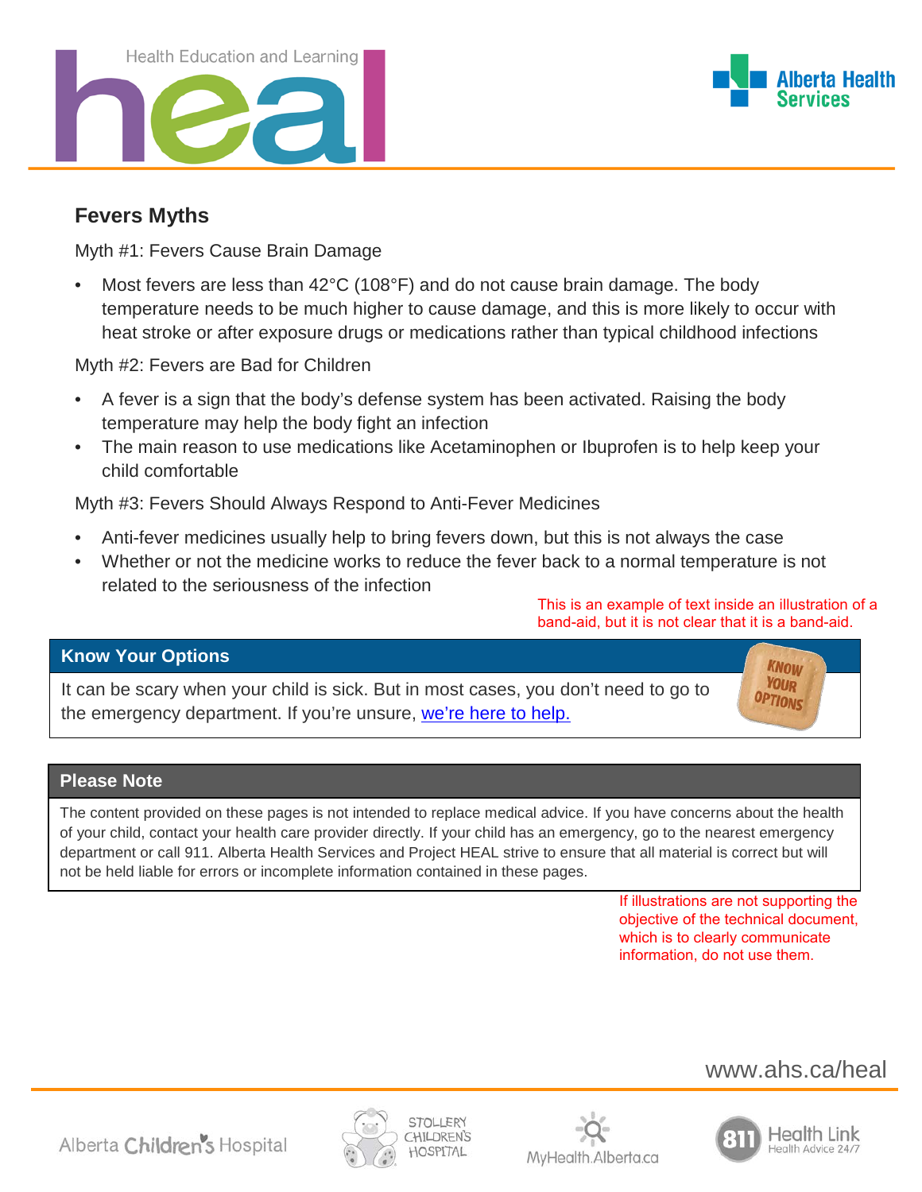## Fevers Myths

Myth #1: Fevers Cause Brain Damage

- Most fevers are less than 42°C (108°F) and do not cause brain damage. The body temperature needs to be much higher to cause damage, and this is more likely to occur with heat stroke or after exposure drugs or medications rather than typical childhood infections

Myth #2: Fevers are Bad for Children

- A fever is a sign that the body's defense system has been activated. Raising the body temperature may help the body fight an infection
- The main reason to use medications like Acetaminophen or Ibuprofen is to help keep your child comfortable

Myth #3: Fevers Should Always Respond to Anti-Fever Medicines

- Anti-fever medicines usually help to bring fevers down, but this is not always the case
- Whether or not the medicine works to reduce the fever back to a normal temperature is not related to the seriousness of the infection

This is an example of text inside an illustration of a band-aid, but it is not clear that it is a band-aid.

### Know Your Options

It can be scary when your child is sick. But in most cases, you don't need to go to the emergency department. If you're unsure, we're here to help.

KNOW YOUR OPTIONS

### Please Note

The content provided on these pages is not intended to replace medical advice. If you have concerns about the health of your child, contact your health care provider directly. If your child has an emergency, go to the nearest emergency department or call 911. Alberta Health Services and Project HEAL strive to ensure that all material is correct but will not be held liable for errors or incomplete information contained in these pages.

If illustrations are not supporting the objective of the technical document, which is to clearly communicate information, do not use them.

www.ahs.ca/heal